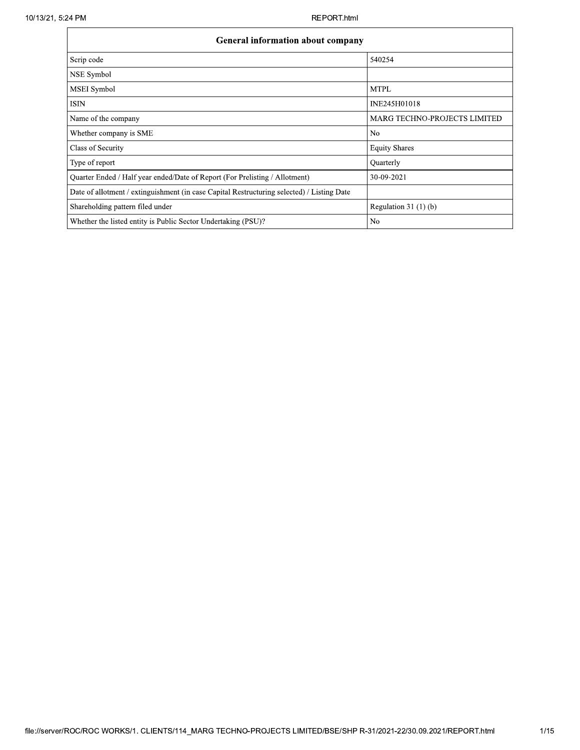| General information about company | |
|---|---|
| Scrip code | 540254 |
| NSE Symbol | |
| MSEI Symbol | MTPL |
| ISIN | INE245H01018 |
| Name of the company | MARG TECHNO-PROJECTS LIMITED |
| Whether company is SME | No |
| Class of Security | Equity Shares |
| Type of report | Quarterly |
| Quarter Ended / Half year ended/Date of Report (For Prelisting / Allotment) | 30-09-2021 |
| Date of allotment / extinguishment (in case Capital Restructuring selected) / Listing Date | |
| Shareholding pattern filed under | Regulation 31 (1) (b) |
| Whether the listed entity is Public Sector Undertaking (PSU)? | No |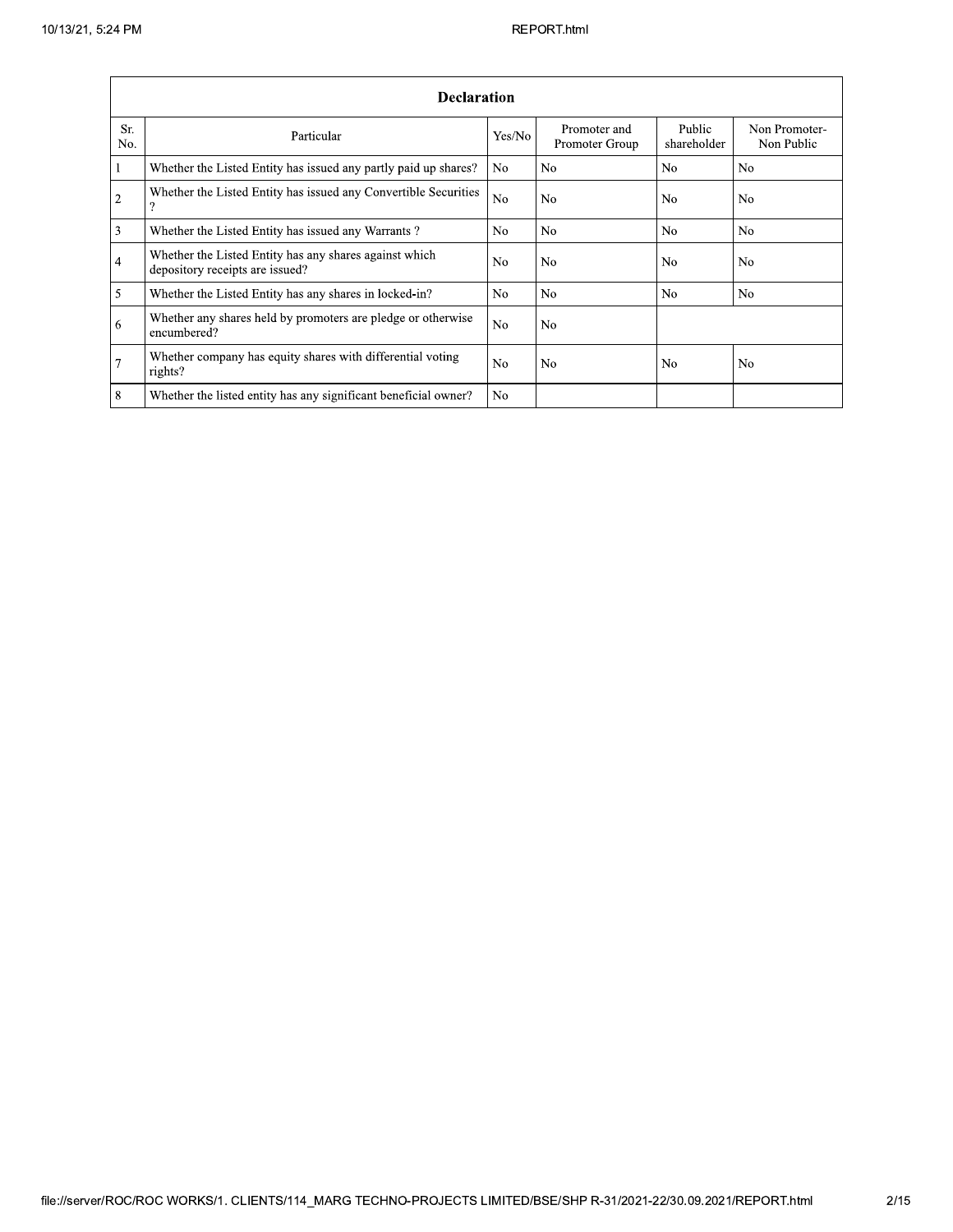| Declaration | | | | | |
| --- | --- | --- | --- | --- | --- |
| Sr. No. | Particular | Yes/No | Promoter and Promoter Group | Public shareholder | Non Promoter-Non Public |
| 1 | Whether the Listed Entity has issued any partly paid up shares? | No | No | No | No |
| 2 | Whether the Listed Entity has issued any Convertible Securities ? | No | No | No | No |
| 3 | Whether the Listed Entity has issued any Warrants ? | No | No | No | No |
| 4 | Whether the Listed Entity has any shares against which depository receipts are issued? | No | No | No | No |
| 5 | Whether the Listed Entity has any shares in locked-in? | No | No | No | No |
| 6 | Whether any shares held by promoters are pledge or otherwise encumbered? | No | No | | |
| 7 | Whether company has equity shares with differential voting rights? | No | No | No | No |
| 8 | Whether the listed entity has any significant beneficial owner? | No | | | |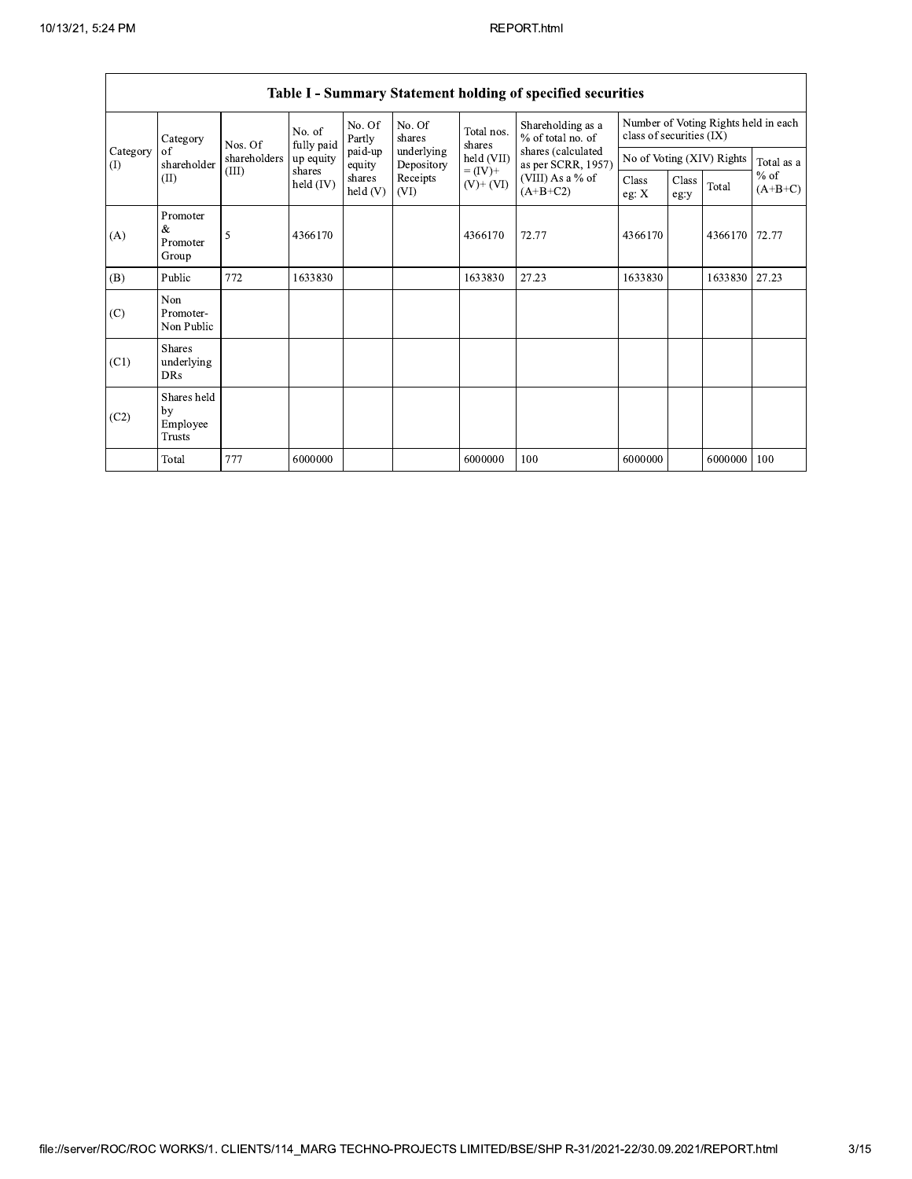| Table I - Summary Statement holding of specified securities | | | | | | | | | | | | |
|---|---|---|---|---|---|---|---|---|---|---|---|---|
| Category (I) | Category of shareholder (II) | Nos. Of shareholders (III) | No. of fully paid up equity shares held (IV) | No. Of Partly paid-up equity shares held (V) | No. Of shares underlying Depository Receipts (VI) | Total nos. shares held (VII) = (IV)+ (V)+ (VI) | Shareholding as a % of total no. of shares (calculated as per SCRR, 1957) (VIII) As a % of (A+B+C2) | Number of Voting Rights held in each class of securities (IX) | | | |
| | | | | | | | | No of Voting (XIV) Rights | | | Total as a % of (A+B+C) |
| | | | | | | | | Class eg: X | Class eg:y | Total | |
| (A) | Promoter & Promoter Group | 5 | 4366170 | | | 4366170 | 72.77 | 4366170 | | 4366170 | 72.77 |
| (B) | Public | 772 | 1633830 | | | 1633830 | 27.23 | 1633830 | | 1633830 | 27.23 |
| (C) | Non Promoter- Non Public | | | | | | | | | | |
| (C1) | Shares underlying DRs | | | | | | | | | | |
| (C2) | Shares held by Employee Trusts | | | | | | | | | | |
| | Total | 777 | 6000000 | | | 6000000 | 100 | 6000000 | | 6000000 | 100 |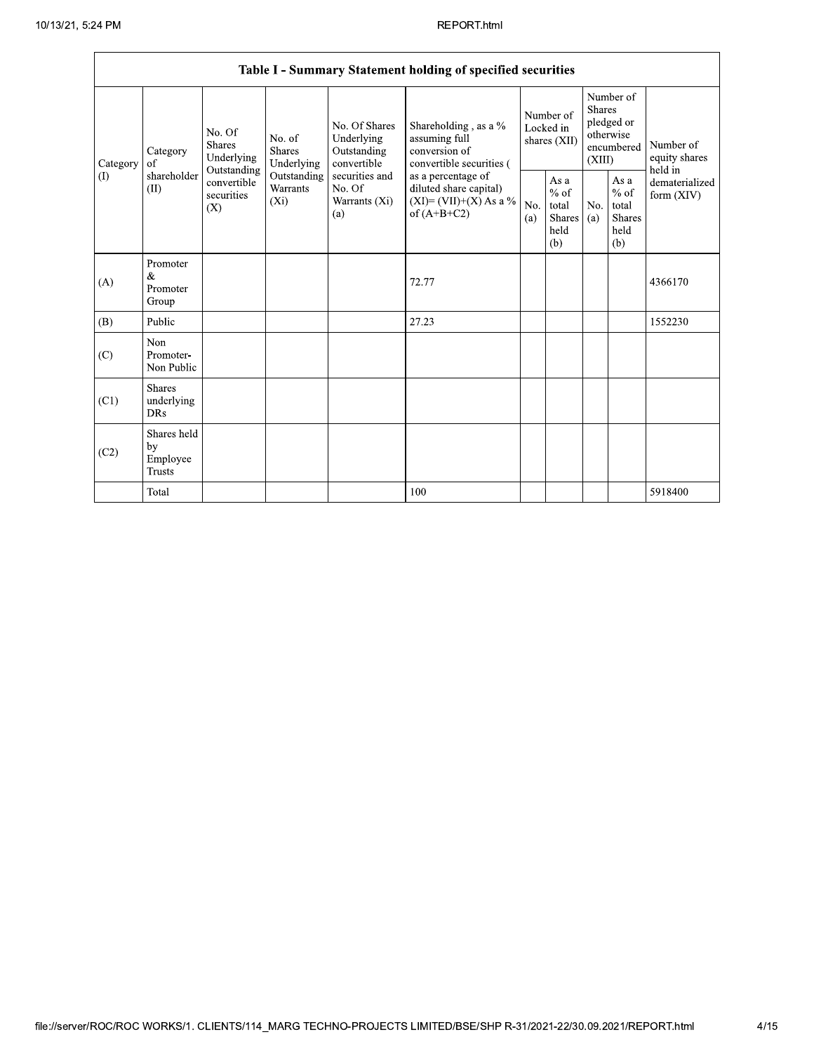| Table I - Summary Statement holding of specified securities | | | | | | | | | | | |
|---|---|---|---|---|---|---|---|---|---|---|---|
| Category (I) | Category of shareholder (II) | No. Of Shares Underlying Outstanding convertible securities (X) | No. of Shares Underlying Outstanding Warrants (Xi) | No. Of Shares Underlying Outstanding convertible securities and No. Of Warrants (Xi) (a) | Shareholding , as a % assuming full conversion of convertible securities ( as a percentage of diluted share capital) (XI)= (VII)+(X) As a % of (A+B+C2) | Number of Locked in shares (XII) | | Number of Shares pledged or otherwise encumbered (XIII) | | Number of equity shares held in dematerialized form (XIV) |
| | | | | | | No. (a) | As a % of total Shares held (b) | No. (a) | As a % of total Shares held (b) | |
| (A) | Promoter & Promoter Group | | | | 72.77 | | | | | 4366170 |
| (B) | Public | | | | 27.23 | | | | | 1552230 |
| (C) | Non Promoter- Non Public | | | | | | | | | |
| (C1) | Shares underlying DRs | | | | | | | | | |
| (C2) | Shares held by Employee Trusts | | | | | | | | | |
| | Total | | | | 100 | | | | | 5918400 |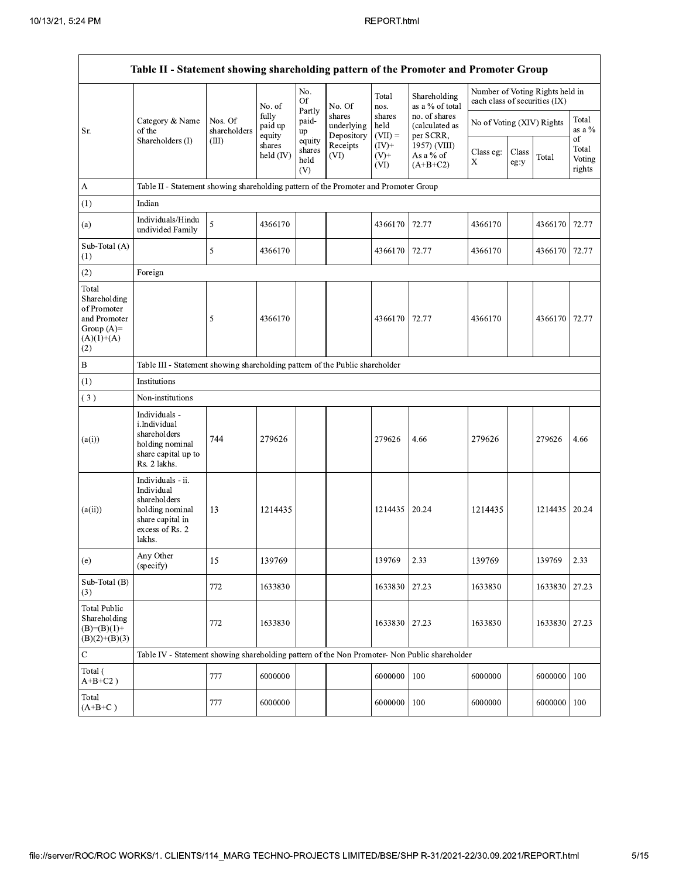| Table II - Statement showing shareholding pattern of the Promoter and Promoter Group | | | | | | | | | | | |
|---|---|---|---|---|---|---|---|---|---|---|---|
| Sr. | Category & Name of the Shareholders (I) | Nos. Of shareholders (III) | No. of fully paid up equity shares held (IV) | No. Of Partly paid-up equity shares held (V) | No. Of shares underlying Depository Receipts (VI) | Total nos. shares held (VII) = (IV)+ (V)+ (VI) | Shareholding as a % of total no. of shares (calculated as per SCRR, 1957) (VIII) As a % of (A+B+C2) | Number of Voting Rights held in each class of securities (IX) | | | |
| | | | | | | | | No of Voting (XIV) Rights | | | Total as a % of Total Voting rights |
| | | | | | | | | Class eg: X | Class eg:y | Total | |
| A | Table II - Statement showing shareholding pattern of the Promoter and Promoter Group | | | | | | | | | | |
| (1) | Indian | | | | | | | | | | |
| (a) | Individuals/Hindu undivided Family | 5 | 4366170 | | | 4366170 | 72.77 | 4366170 | | 4366170 | 72.77 |
| Sub-Total (A)(1) | | 5 | 4366170 | | | 4366170 | 72.77 | 4366170 | | 4366170 | 72.77 |
| (2) | Foreign | | | | | | | | | | |
| Total Shareholding of Promoter and Promoter Group (A)=(A)(1)+(A)(2) | | 5 | 4366170 | | | 4366170 | 72.77 | 4366170 | | 4366170 | 72.77 |
| B | Table III - Statement showing shareholding pattern of the Public shareholder | | | | | | | | | | |
| (1) | Institutions | | | | | | | | | | |
| (3) | Non-institutions | | | | | | | | | | |
| (a(i)) | Individuals - i.Individual shareholders holding nominal share capital up to Rs. 2 lakhs. | 744 | 279626 | | | 279626 | 4.66 | 279626 | | 279626 | 4.66 |
| (a(ii)) | Individuals - ii. Individual shareholders holding nominal share capital in excess of Rs. 2 lakhs. | 13 | 1214435 | | | 1214435 | 20.24 | 1214435 | | 1214435 | 20.24 |
| (e) | Any Other (specify) | 15 | 139769 | | | 139769 | 2.33 | 139769 | | 139769 | 2.33 |
| Sub-Total (B)(3) | | 772 | 1633830 | | | 1633830 | 27.23 | 1633830 | | 1633830 | 27.23 |
| Total Public Shareholding (B)=(B)(1)+(B)(2)+(B)(3) | | 772 | 1633830 | | | 1633830 | 27.23 | 1633830 | | 1633830 | 27.23 |
| C | Table IV - Statement showing shareholding pattern of the Non Promoter- Non Public shareholder | | | | | | | | | | |
| Total ( A+B+C2 ) | | 777 | 6000000 | | | 6000000 | 100 | 6000000 | | 6000000 | 100 |
| Total (A+B+C ) | | 777 | 6000000 | | | 6000000 | 100 | 6000000 | | 6000000 | 100 |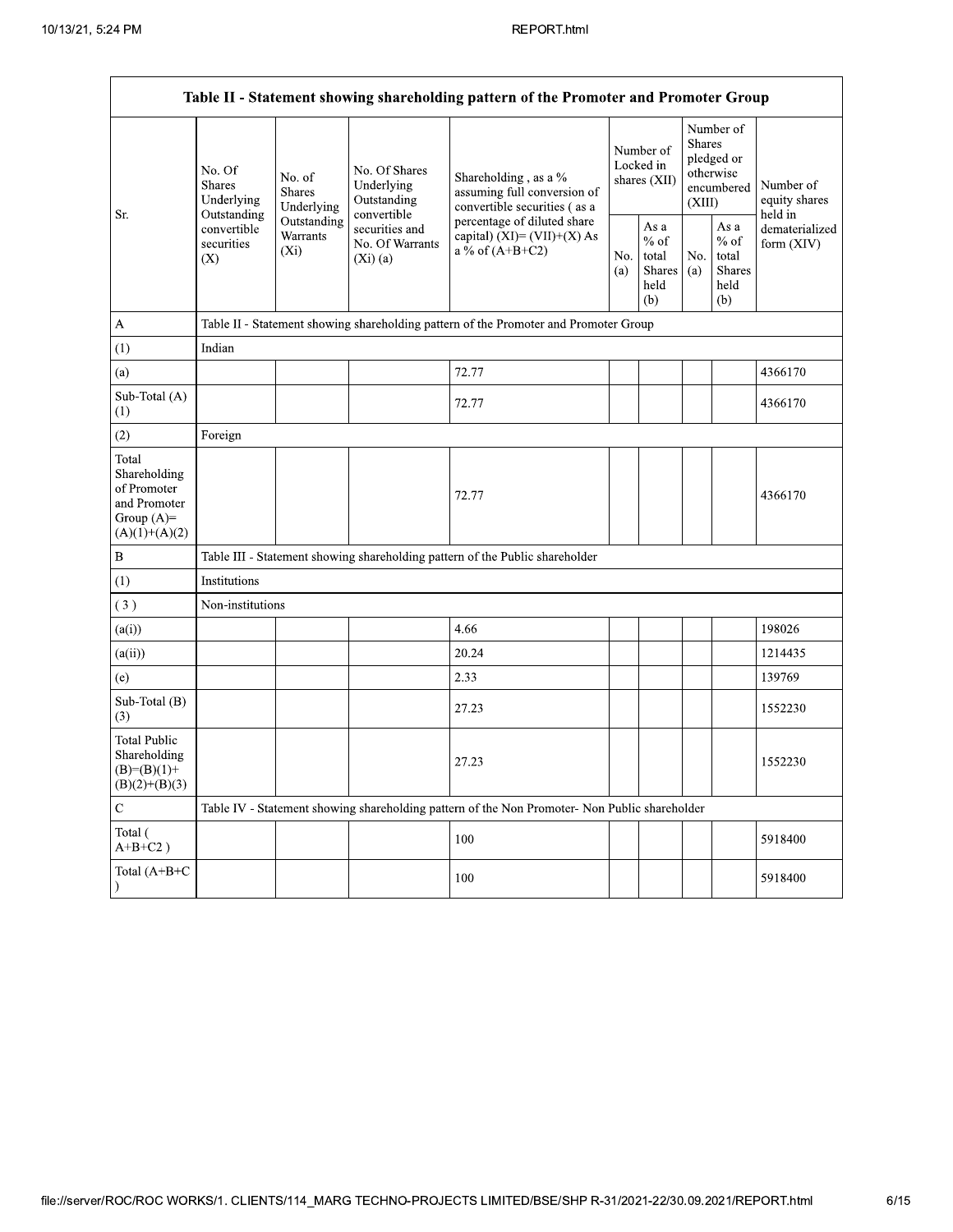| Table II - Statement showing shareholding pattern of the Promoter and Promoter Group | | | | | | | | | |
|---|---|---|---|---|---|---|---|---|---|
| Sr. | No. Of Shares Underlying Outstanding convertible securities (X) | No. of Shares Underlying Outstanding Warrants (Xi) | No. Of Shares Underlying Outstanding convertible securities and No. Of Warrants (Xi) (a) | Shareholding , as a % assuming full conversion of convertible securities ( as a percentage of diluted share capital) (XI)= (VII)+(X) As a % of (A+B+C2) | Number of Locked in shares (XII) | | Number of Shares pledged or otherwise encumbered (XIII) | | Number of equity shares held in dematerialized form (XIV) |
| | | | | | No. (a) | As a % of total Shares held (b) | No. (a) | As a % of total Shares held (b) | |
| A | Table II - Statement showing shareholding pattern of the Promoter and Promoter Group | | | | | | | | |
| (1) | Indian | | | | | | | | |
| (a) | | | | 72.77 | | | | | 4366170 |
| Sub-Total (A) (1) | | | | 72.77 | | | | | 4366170 |
| (2) | Foreign | | | | | | | | |
| Total Shareholding of Promoter and Promoter Group (A)= (A)(1)+(A)(2) | | | | 72.77 | | | | | 4366170 |
| B | Table III - Statement showing shareholding pattern of the Public shareholder | | | | | | | | |
| (1) | Institutions | | | | | | | | |
| ( 3 ) | Non-institutions | | | | | | | | |
| (a(i)) | | | | 4.66 | | | | | 198026 |
| (a(ii)) | | | | 20.24 | | | | | 1214435 |
| (e) | | | | 2.33 | | | | | 139769 |
| Sub-Total (B) (3) | | | | 27.23 | | | | | 1552230 |
| Total Public Shareholding (B)=(B)(1)+ (B)(2)+(B)(3) | | | | 27.23 | | | | | 1552230 |
| C | Table IV - Statement showing shareholding pattern of the Non Promoter- Non Public shareholder | | | | | | | | |
| Total ( A+B+C2 ) | | | | 100 | | | | | 5918400 |
| Total (A+B+C ) | | | | 100 | | | | | 5918400 |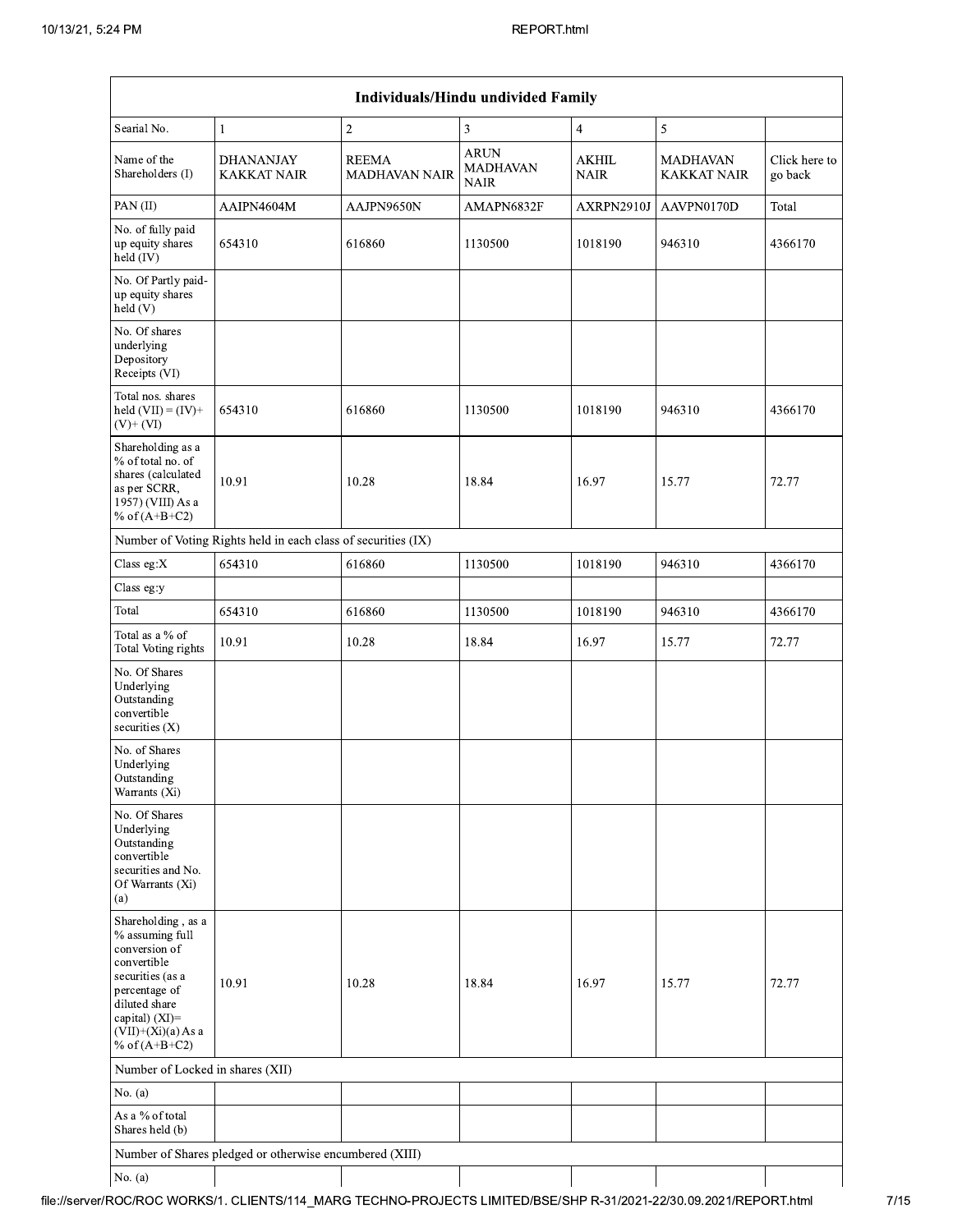| Individuals/Hindu undivided Family | | | | | | |
|---|---|---|---|---|---|---|
| Searial No. | 1 | 2 | 3 | 4 | 5 | |
| Name of the Shareholders (I) | DHANANJAY KAKKAT NAIR | REEMA MADHAVAN NAIR | ARUN MADHAVAN NAIR | AKHIL NAIR | MADHAVAN KAKKAT NAIR | Click here to go back |
| PAN (II) | AAIPN4604M | AAJPN9650N | AMAPN6832F | AXRPN2910J | AAVPN0170D | Total |
| No. of fully paid up equity shares held (IV) | 654310 | 616860 | 1130500 | 1018190 | 946310 | 4366170 |
| No. Of Partly paid-up equity shares held (V) | | | | | | |
| No. Of shares underlying Depository Receipts (VI) | | | | | | |
| Total nos. shares held (VII) = (IV)+ (V)+ (VI) | 654310 | 616860 | 1130500 | 1018190 | 946310 | 4366170 |
| Shareholding as a % of total no. of shares (calculated as per SCRR, 1957) (VIII) As a % of (A+B+C2) | 10.91 | 10.28 | 18.84 | 16.97 | 15.77 | 72.77 |
| Number of Voting Rights held in each class of securities (IX) | | | | | | |
| Class eg:X | 654310 | 616860 | 1130500 | 1018190 | 946310 | 4366170 |
| Class eg:y | | | | | | |
| Total | 654310 | 616860 | 1130500 | 1018190 | 946310 | 4366170 |
| Total as a % of Total Voting rights | 10.91 | 10.28 | 18.84 | 16.97 | 15.77 | 72.77 |
| No. Of Shares Underlying Outstanding convertible securities (X) | | | | | | |
| No. of Shares Underlying Outstanding Warrants (Xi) | | | | | | |
| No. Of Shares Underlying Outstanding convertible securities and No. Of Warrants (Xi) (a) | | | | | | |
| Shareholding , as a % assuming full conversion of convertible securities (as a percentage of diluted share capital) (XI)= (VII)+(Xi)(a) As a % of (A+B+C2) | 10.91 | 10.28 | 18.84 | 16.97 | 15.77 | 72.77 |
| Number of Locked in shares (XII) | | | | | | |
| No. (a) | | | | | | |
| As a % of total Shares held (b) | | | | | | |
| Number of Shares pledged or otherwise encumbered (XIII) | | | | | | |
| No. (a) | | | | | | |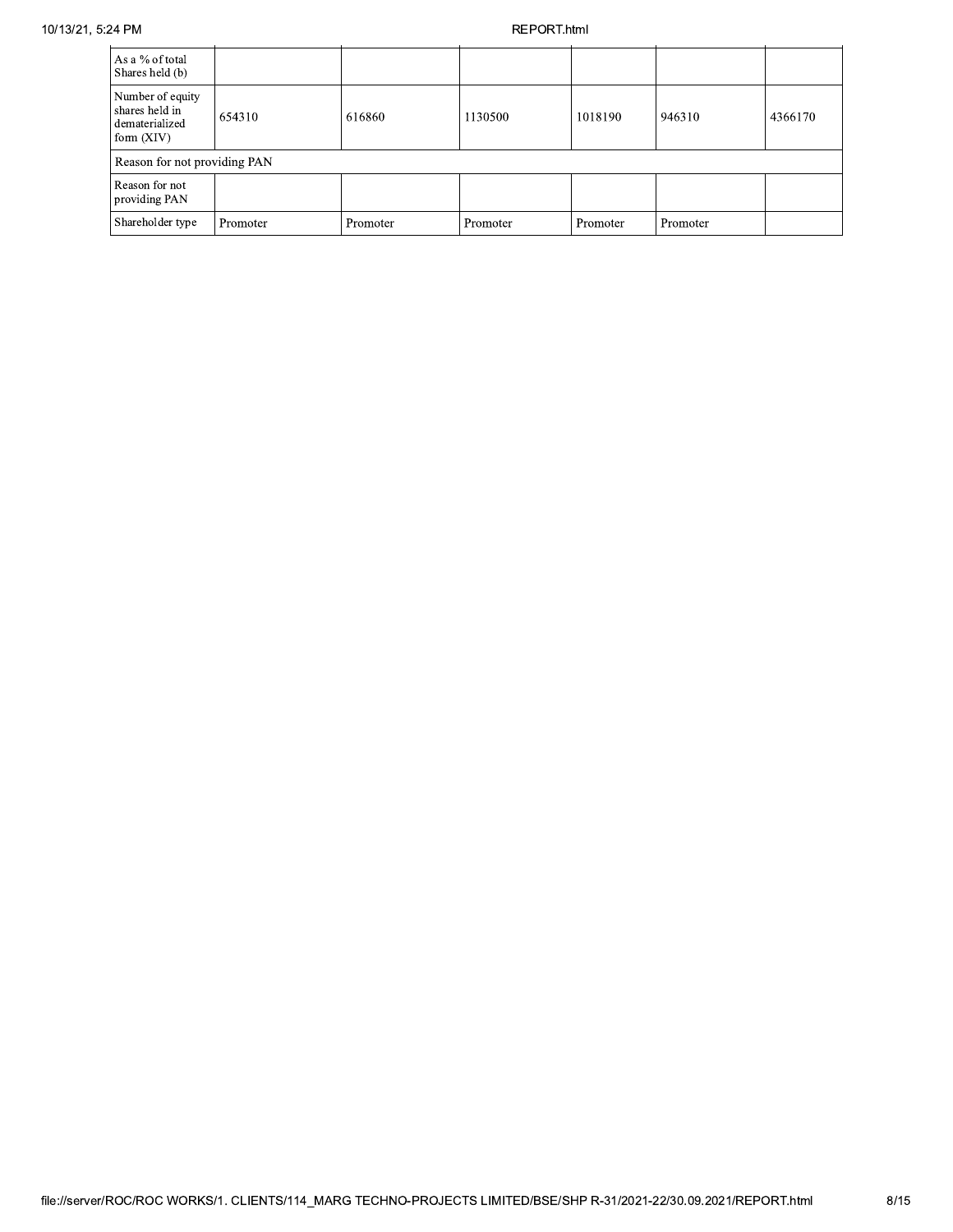| As a % of total Shares held (b) | | | | | | |
|---|---|---|---|---|---|---|
| Number of equity shares held in dematerialized form (XIV) | 654310 | 616860 | 1130500 | 1018190 | 946310 | 4366170 |
| Reason for not providing PAN | | | | | | |
| Reason for not providing PAN | | | | | | |
| Shareholder type | Promoter | Promoter | Promoter | Promoter | Promoter | |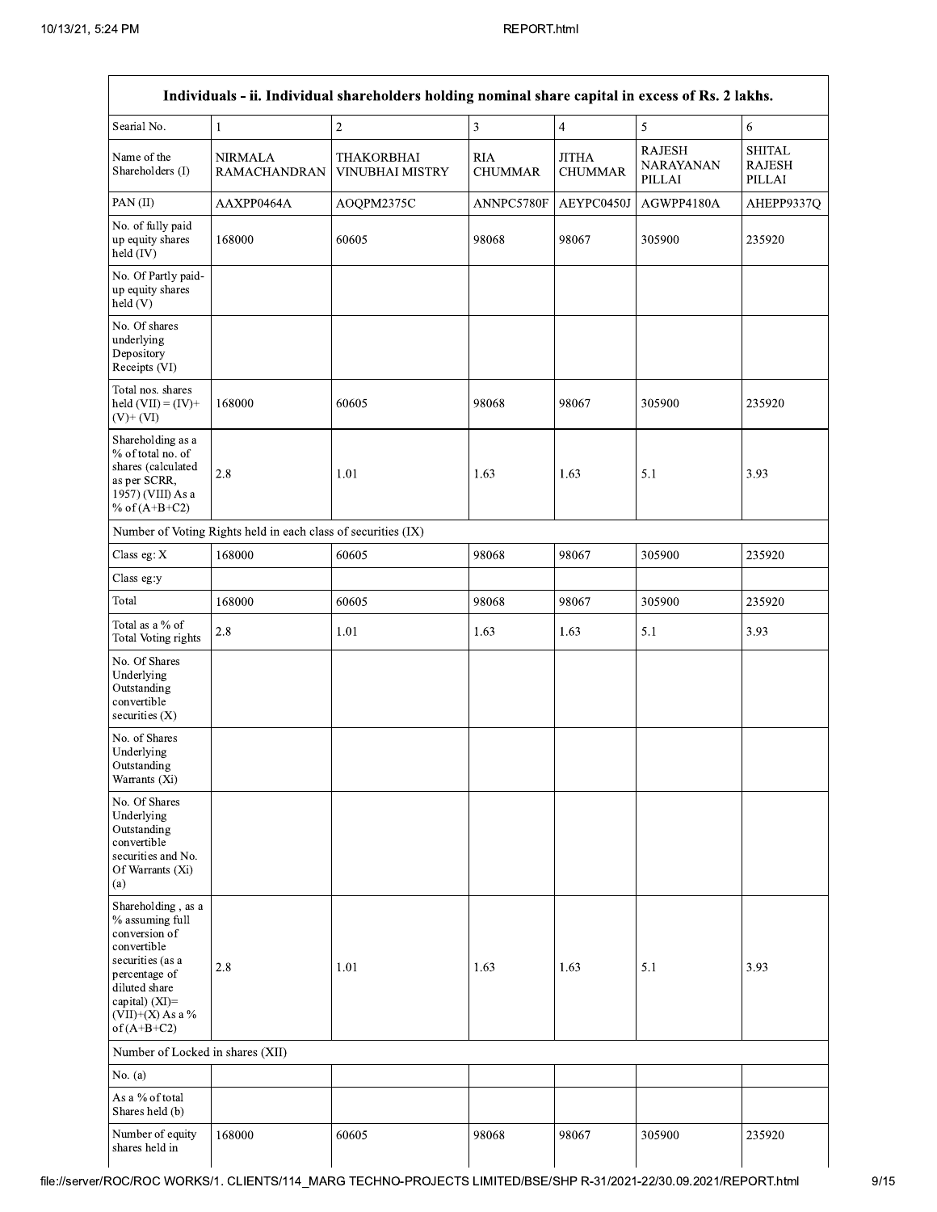| Individuals - ii. Individual shareholders holding nominal share capital in excess of Rs. 2 lakhs. | | | | | | |
|---|---|---|---|---|---|---|
| Searial No. | 1 | 2 | 3 | 4 | 5 | 6 |
| Name of the Shareholders (I) | NIRMALA RAMACHANDRAN | THAKORBHAI VINUBHAI MISTRY | RIA CHUMMAR | JITHA CHUMMAR | RAJESH NARAYANAN PILLAI | SHITAL RAJESH PILLAI |
| PAN (II) | AAXPP0464A | AOQPM2375C | ANNPC5780F | AEYPC0450J | AGWPP4180A | AHEPP9337Q |
| No. of fully paid up equity shares held (IV) | 168000 | 60605 | 98068 | 98067 | 305900 | 235920 |
| No. Of Partly paid-up equity shares held (V) | | | | | | |
| No. Of shares underlying Depository Receipts (VI) | | | | | | |
| Total nos. shares held (VII) = (IV)+ (V)+ (VI) | 168000 | 60605 | 98068 | 98067 | 305900 | 235920 |
| Shareholding as a % of total no. of shares (calculated as per SCRR, 1957) (VIII) As a % of (A+B+C2) | 2.8 | 1.01 | 1.63 | 1.63 | 5.1 | 3.93 |
| Number of Voting Rights held in each class of securities (IX) | | | | | | |
| Class eg: X | 168000 | 60605 | 98068 | 98067 | 305900 | 235920 |
| Class eg:y | | | | | | |
| Total | 168000 | 60605 | 98068 | 98067 | 305900 | 235920 |
| Total as a % of Total Voting rights | 2.8 | 1.01 | 1.63 | 1.63 | 5.1 | 3.93 |
| No. Of Shares Underlying Outstanding convertible securities (X) | | | | | | |
| No. of Shares Underlying Outstanding Warrants (Xi) | | | | | | |
| No. Of Shares Underlying Outstanding convertible securities and No. Of Warrants (Xi) (a) | | | | | | |
| Shareholding , as a % assuming full conversion of convertible securities (as a percentage of diluted share capital) (XI)= (VII)+(X) As a % of (A+B+C2) | 2.8 | 1.01 | 1.63 | 1.63 | 5.1 | 3.93 |
| Number of Locked in shares (XII) | | | | | | |
| No. (a) | | | | | | |
| As a % of total Shares held (b) | | | | | | |
| Number of equity shares held in | 168000 | 60605 | 98068 | 98067 | 305900 | 235920 |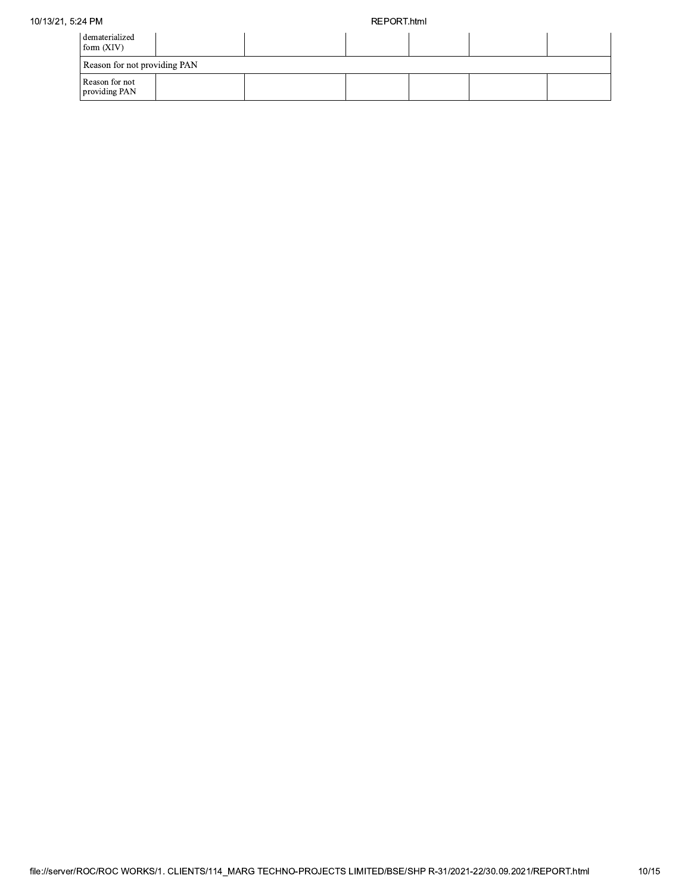| dematerialized form (XIV) | | | | | | |
|---|---|---|---|---|---|---|
| Reason for not providing PAN | | | | | | |
| Reason for not providing PAN | | | | | | |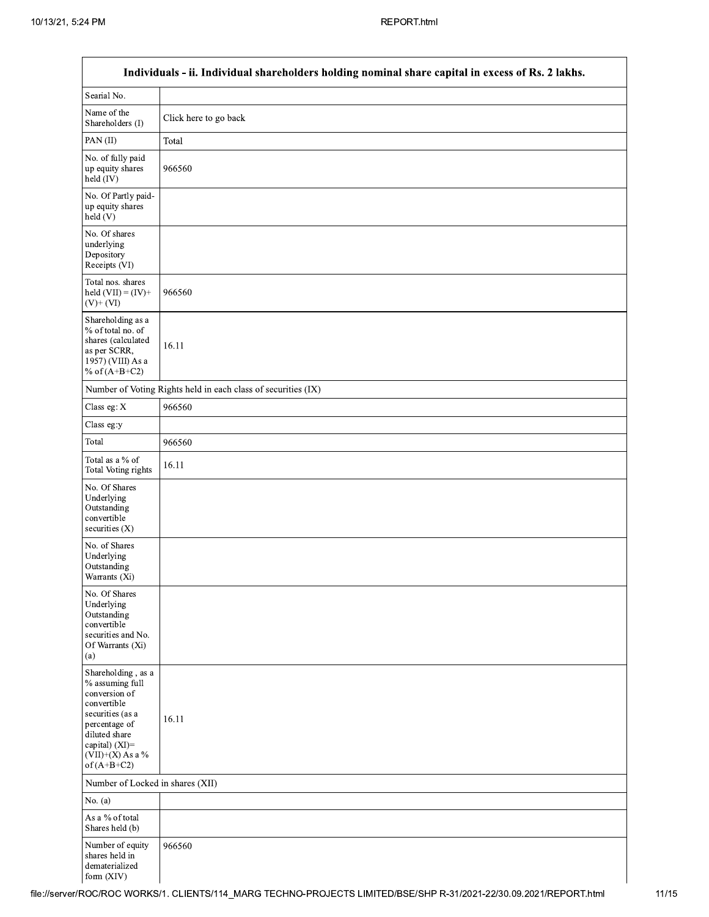| Individuals - ii. Individual shareholders holding nominal share capital in excess of Rs. 2 lakhs. | |
|---|---|
| Searial No. | |
| Name of the Shareholders (I) | Click here to go back |
| PAN (II) | Total |
| No. of fully paid up equity shares held (IV) | 966560 |
| No. Of Partly paid-up equity shares held (V) | |
| No. Of shares underlying Depository Receipts (VI) | |
| Total nos. shares held (VII) = (IV)+ (V)+ (VI) | 966560 |
| Shareholding as a % of total no. of shares (calculated as per SCRR, 1957) (VIII) As a % of (A+B+C2) | 16.11 |
| Number of Voting Rights held in each class of securities (IX) | |
| Class eg: X | 966560 |
| Class eg:y | |
| Total | 966560 |
| Total as a % of Total Voting rights | 16.11 |
| No. Of Shares Underlying Outstanding convertible securities (X) | |
| No. of Shares Underlying Outstanding Warrants (Xi) | |
| No. Of Shares Underlying Outstanding convertible securities and No. Of Warrants (Xi) (a) | |
| Shareholding , as a % assuming full conversion of convertible securities (as a percentage of diluted share capital) (XI)= (VII)+(X) As a % of (A+B+C2) | 16.11 |
| Number of Locked in shares (XII) | |
| No. (a) | |
| As a % of total Shares held (b) | |
| Number of equity shares held in dematerialized form (XIV) | 966560 |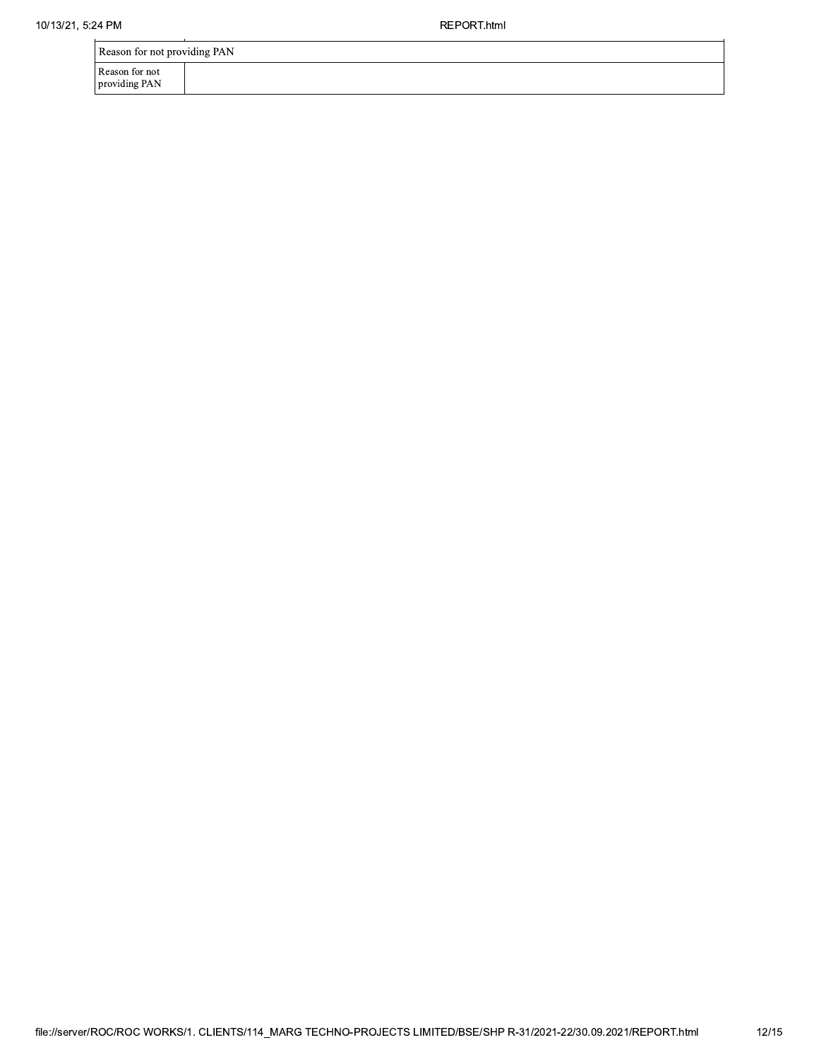| Reason for not providing PAN | |
|---|---|
| Reason for not providing PAN | |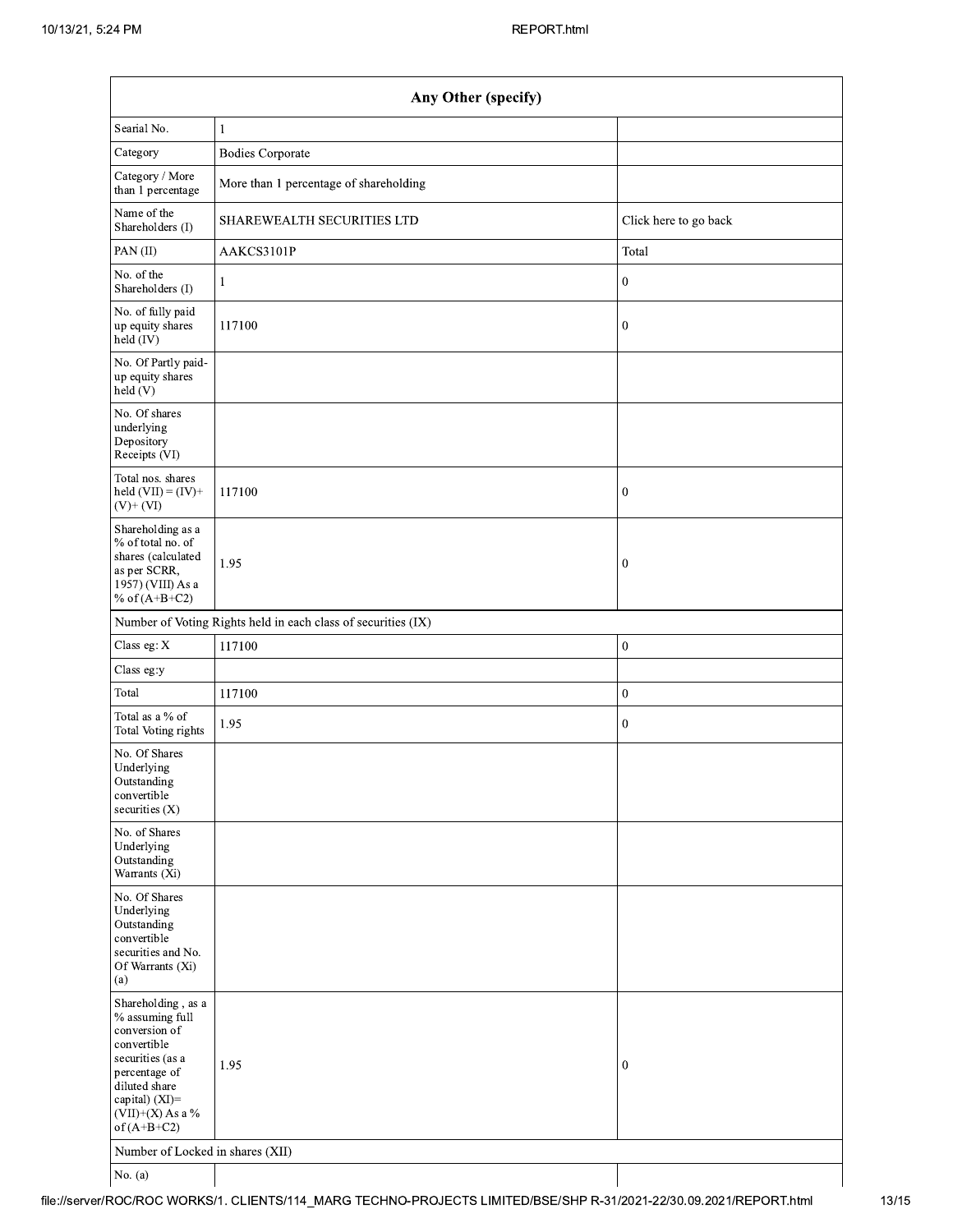| Any Other (specify) | | |
|---|---|---|
| Searial No. | 1 | |
| Category | Bodies Corporate | |
| Category / More than 1 percentage | More than 1 percentage of shareholding | |
| Name of the Shareholders (I) | SHAREWEALTH SECURITIES LTD | Click here to go back |
| PAN (II) | AAKCS3101P | Total |
| No. of the Shareholders (I) | 1 | 0 |
| No. of fully paid up equity shares held (IV) | 117100 | 0 |
| No. Of Partly paid-up equity shares held (V) | | |
| No. Of shares underlying Depository Receipts (VI) | | |
| Total nos. shares held (VII) = (IV)+ (V)+ (VI) | 117100 | 0 |
| Shareholding as a % of total no. of shares (calculated as per SCRR, 1957) (VIII) As a % of (A+B+C2) | 1.95 | 0 |
| Number of Voting Rights held in each class of securities (IX) | | |
| Class eg: X | 117100 | 0 |
| Class eg:y | | |
| Total | 117100 | 0 |
| Total as a % of Total Voting rights | 1.95 | 0 |
| No. Of Shares Underlying Outstanding convertible securities (X) | | |
| No. of Shares Underlying Outstanding Warrants (Xi) | | |
| No. Of Shares Underlying Outstanding convertible securities and No. Of Warrants (Xi) (a) | | |
| Shareholding , as a % assuming full conversion of convertible securities (as a percentage of diluted share capital) (XI)= (VII)+(X) As a % of (A+B+C2) | 1.95 | 0 |
| Number of Locked in shares (XII) | | |
| No. (a) | | |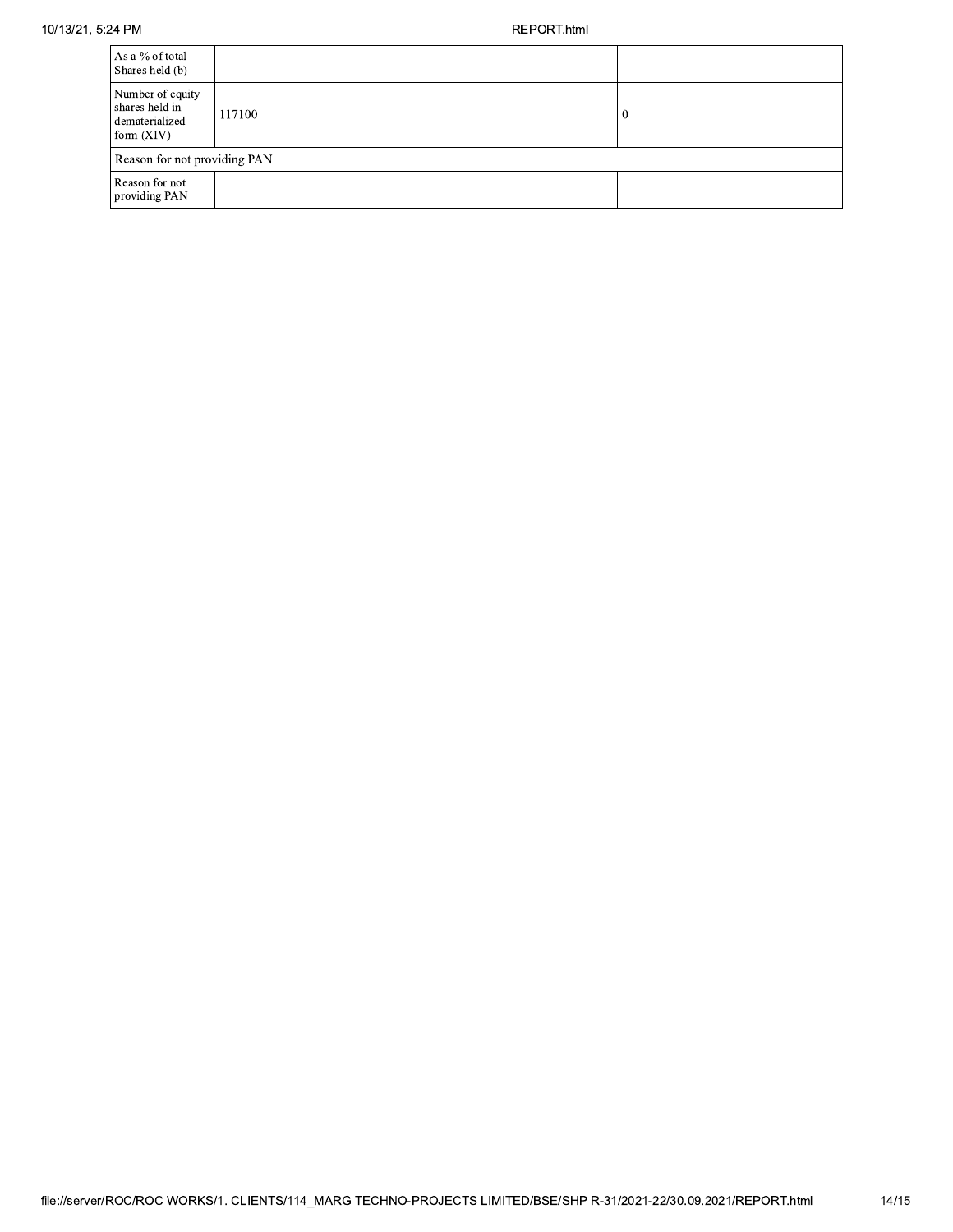| | | |
|---|---|---|
| As a % of total Shares held (b) | | |
| Number of equity shares held in dematerialized form (XIV) | 117100 | 0 |
| Reason for not providing PAN | | |
| Reason for not providing PAN | | |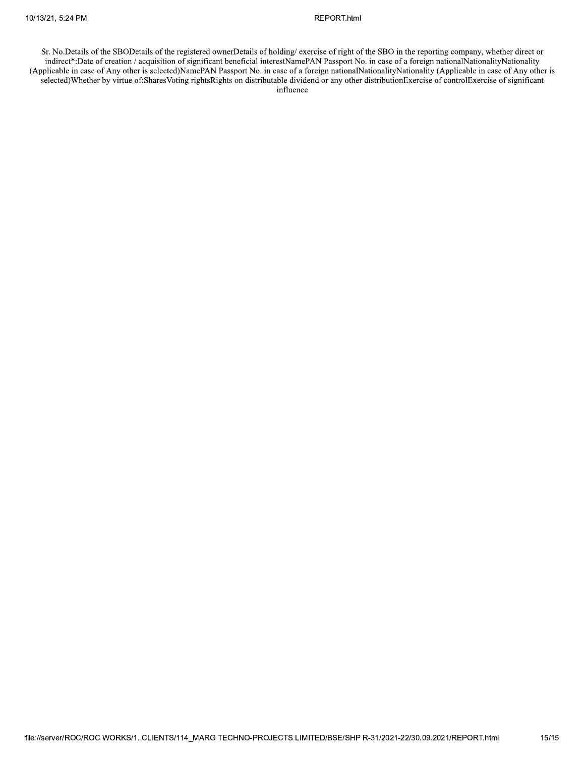Sr. No.Details of the SBODetails of the registered ownerDetails of holding/ exercise of right of the SBO in the reporting company, whether direct or indirect*:Date of creation / acquisition of significant beneficial interestNamePAN Passport No. in case of a foreign nationalNationalityNationality (Applicable in case of Any other is selected)NamePAN Passport No. in case of a foreign nationalNationalityNationality (Applicable in case of Any other is selected)Whether by virtue of:SharesVoting rightsRights on distributable dividend or any other distributionExercise of controlExercise of significant influence